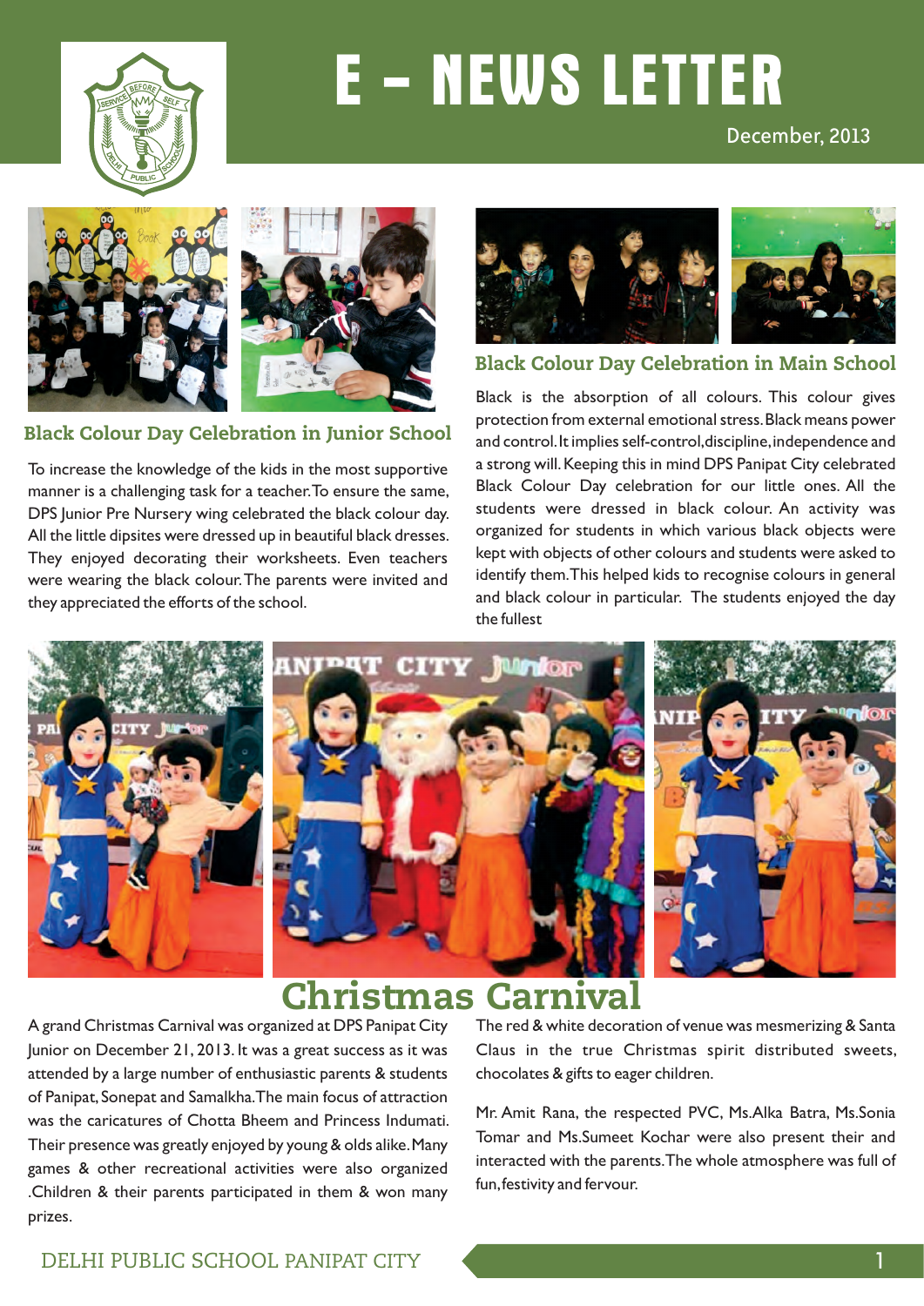# E – NEWS LETTER

December, 2013

## Black Colour Day Celebration in Junior School

To increase the knowledge of the kids in the most supportive manner is a challenging task for a teacher. To ensure the same, DPS Junior Pre Nursery wing celebrated the black colour day. All the little dipsites were dressed up in beautiful black dresses. They enjoyed decorating their worksheets. Even teachers were wearing the black colour. The parents were invited and they appreciated the efforts of the school.

## Black Colour Day Celebration in Main School

Black is the absorption of all colours. This colour gives protection from external emotional stress. Black means power and control. It implies self-control, discipline, independence and a strong will. Keeping this in mind DPS Panipat City celebrated Black Colour Day celebration for our little ones. All the students were dressed in black colour. An activity was organized for students in which various black objects were kept with objects of other colours and students were asked to identify them. This helped kids to recognise colours in general and black colour in particular. The students enjoyed the day the fullest

## Christmas Carnival

A grand Christmas Carnival was organized at DPS Panipat City Junior on December 21, 2013. It was a great success as it was attended by a large number of enthusiastic parents & students of Panipat, Sonepat and Samalkha. The main focus of attraction was the caricatures of Chotta Bheem and Princess Indumati. Their presence was greatly enjoyed by young & olds alike. Many games & other recreational activities were also organized .Children & their parents participated in them & won many prizes.

The red & white decoration of venue was mesmerizing & Santa Claus in the true Christmas spirit distributed sweets, chocolates & gifts to eager children.

Mr. Amit Rana, the respected PVC, Ms.Alka Batra, Ms.Sonia Tomar and Ms.Sumeet Kochar were also present their and interacted with the parents. The whole atmosphere was full of fun, festivity and fervour.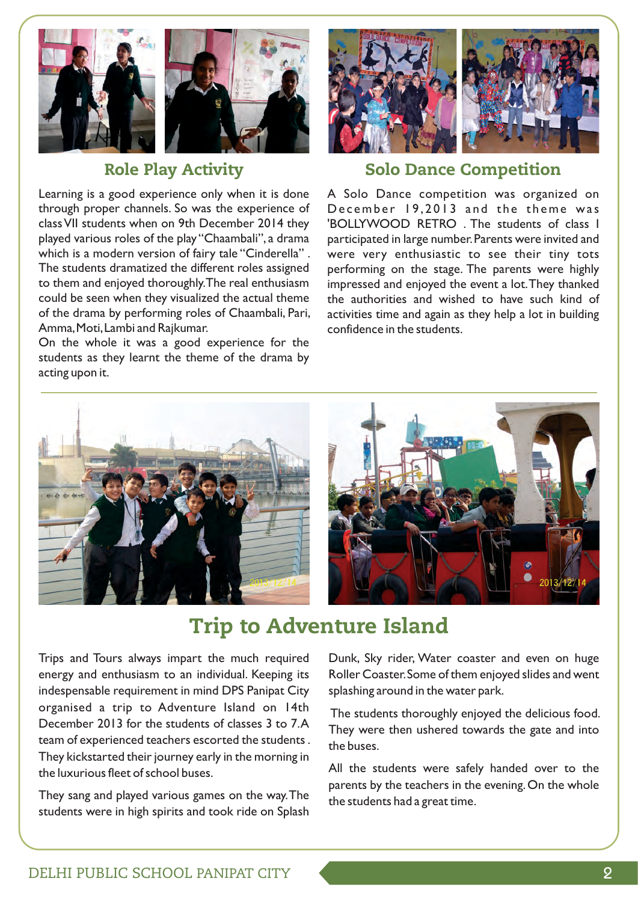## Role Play Activity

Learning is a good experience only when it is done through proper channels. So was the experience of class VII students when on 9th December 2014 they played various roles of the play "Chaambali", a drama which is a modern version of fairy tale "Cinderella" . The students dramatized the different roles assigned to them and enjoyed thoroughly. The real enthusiasm could be seen when they visualized the actual theme of the drama by performing roles of Chaambali, Pari, Amma, Moti, Lambi and Rajkumar.

On the whole it was a good experience for the students as they learnt the theme of the drama by acting upon it.

## Solo Dance Competition

A Solo Dance competition was organized on December 19,2013 and the theme was 'BOLLYWOOD RETRO . The students of class I participated in large number. Parents were invited and were very enthusiastic to see their tiny tots performing on the stage. The parents were highly impressed and enjoyed the event a lot. They thanked the authorities and wished to have such kind of activities time and again as they help a lot in building confidence in the students.

# Trip to Adventure Island

Trips and Tours always impart the much required energy and enthusiasm to an individual. Keeping its indespensable requirement in mind DPS Panipat City organised a trip to Adventure Island on 14th December 2013 for the students of classes 3 to 7.A team of experienced teachers escorted the students . They kickstarted their journey early in the morning in the luxurious fleet of school buses.

They sang and played various games on the way. The students were in high spirits and took ride on Splash Dunk, Sky rider, Water coaster and even on huge Roller Coaster. Some of them enjoyed slides and went splashing around in the water park.

The students thoroughly enjoyed the delicious food. They were then ushered towards the gate and into the buses.

All the students were safely handed over to the parents by the teachers in the evening. On the whole the students had a great time.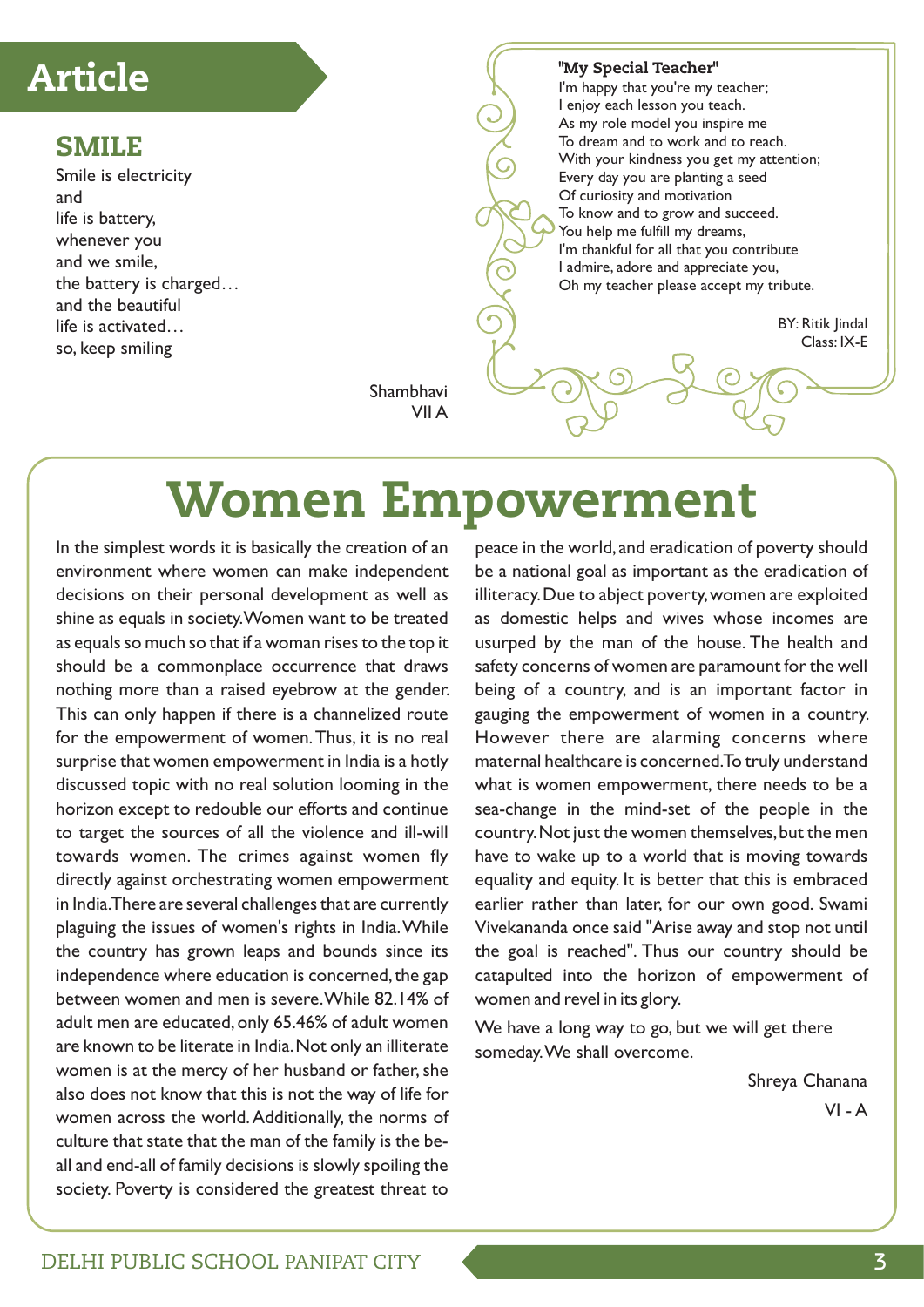# Article

## SMILE

Smile is electricity
and
life is battery,
whenever you
and we smile,
the battery is charged…
and the beautiful
life is activated…
so, keep smiling

Shambhavi
VII A

### "My Special Teacher"

I'm happy that you're my teacher;
I enjoy each lesson you teach.
As my role model you inspire me
To dream and to work and to reach.
With your kindness you get my attention;
Every day you are planting a seed
Of curiosity and motivation
To know and to grow and succeed.
You help me fulfill my dreams,
I'm thankful for all that you contribute
I admire, adore and appreciate you,
Oh my teacher please accept my tribute.

BY: Ritik Jindal
Class: IX-E

# Women Empowerment

In the simplest words it is basically the creation of an environment where women can make independent decisions on their personal development as well as shine as equals in society. Women want to be treated as equals so much so that if a woman rises to the top it should be a commonplace occurrence that draws nothing more than a raised eyebrow at the gender. This can only happen if there is a channelized route for the empowerment of women. Thus, it is no real surprise that women empowerment in India is a hotly discussed topic with no real solution looming in the horizon except to redouble our efforts and continue to target the sources of all the violence and ill-will towards women. The crimes against women fly directly against orchestrating women empowerment in India. There are several challenges that are currently plaguing the issues of women's rights in India. While the country has grown leaps and bounds since its independence where education is concerned, the gap between women and men is severe. While 82.14% of adult men are educated, only 65.46% of adult women are known to be literate in India. Not only an illiterate women is at the mercy of her husband or father, she also does not know that this is not the way of life for women across the world. Additionally, the norms of culture that state that the man of the family is the be-all and end-all of family decisions is slowly spoiling the society. Poverty is considered the greatest threat to peace in the world, and eradication of poverty should be a national goal as important as the eradication of illiteracy. Due to abject poverty, women are exploited as domestic helps and wives whose incomes are usurped by the man of the house. The health and safety concerns of women are paramount for the well being of a country, and is an important factor in gauging the empowerment of women in a country. However there are alarming concerns where maternal healthcare is concerned. To truly understand what is women empowerment, there needs to be a sea-change in the mind-set of the people in the country. Not just the women themselves, but the men have to wake up to a world that is moving towards equality and equity. It is better that this is embraced earlier rather than later, for our own good. Swami Vivekananda once said "Arise away and stop not until the goal is reached". Thus our country should be catapulted into the horizon of empowerment of women and revel in its glory.

We have a long way to go, but we will get there someday. We shall overcome.

Shreya Chanana
VI - A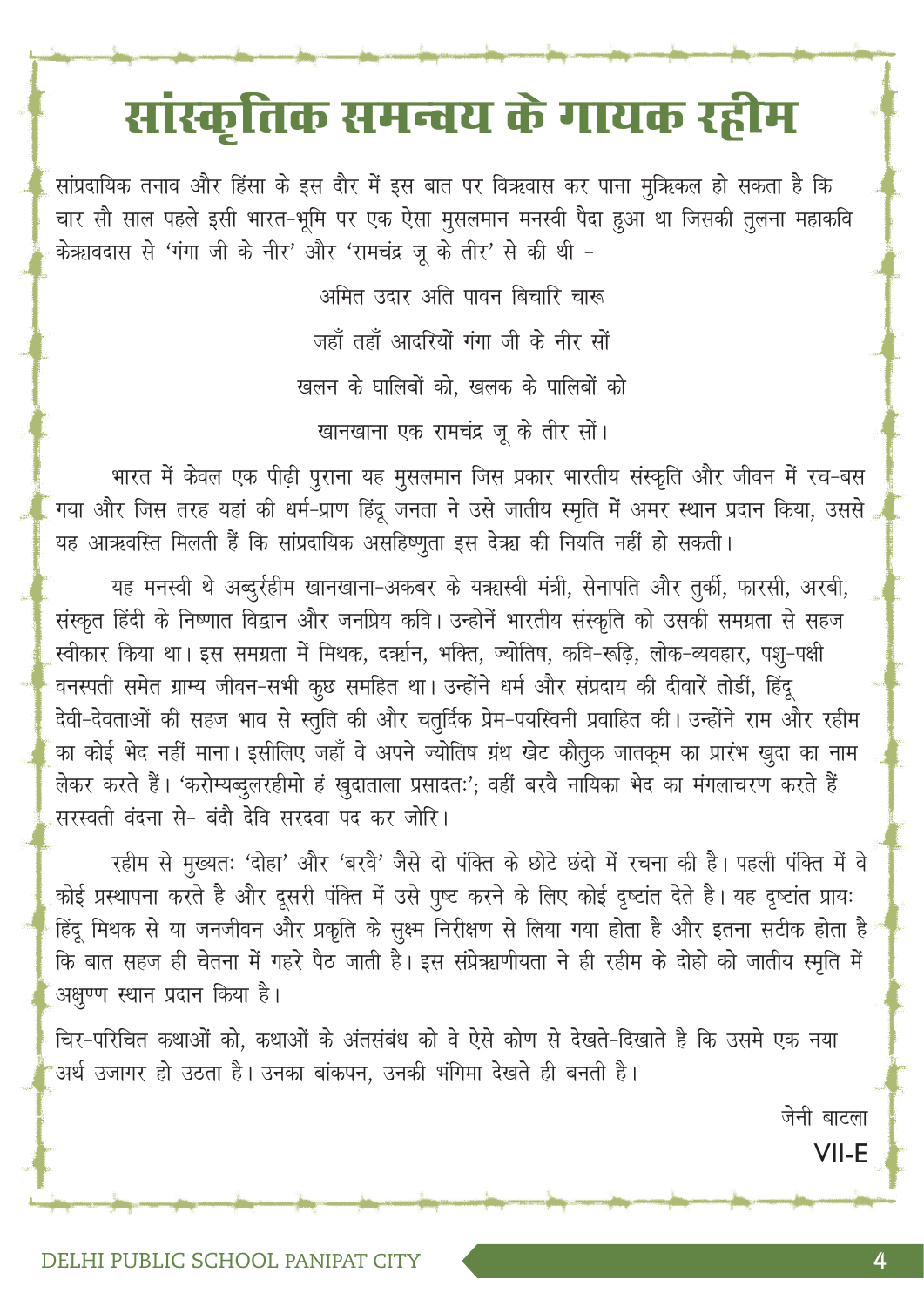# सांस्कृतिक समन्वय के गायक रहीम

सांप्रदायिक तनाव और हिंसा के इस दौर में इस बात पर विश्वास कर पाना मुश्किल हो सकता है कि चार सौ साल पहले इसी भारत-भूमि पर एक ऐसा मुसलमान मनस्वी पैदा हुआ था जिसकी तुलना महाकवि केशवदास से 'गंगा जी के नीर' और 'रामचंद्र जू के तीर' से की थी -

अमित उदार अति पावन बिचारि चारू

जहाँ तहाँ आदरियों गंगा जी के नीर सों

खलन के घालिबों को, खलक के पालिबों को

खानखाना एक रामचंद्र जू के तीर सों।

भारत में केवल एक पीढ़ी पुराना यह मुसलमान जिस प्रकार भारतीय संस्कृति और जीवन में रच-बस गया और जिस तरह यहां की धर्म-प्राण हिंदू जनता ने उसे जातीय स्मृति में अमर स्थान प्रदान किया, उससे यह आश्वस्ति मिलती हैं कि सांप्रदायिक असहिष्णुता इस देश की नियति नहीं हो सकती।

यह मनस्वी थे अब्दुर्रहीम खानखाना-अकबर के यशस्वी मंत्री, सेनापति और तुर्की, फारसी, अरबी, संस्कृत हिंदी के निष्णात विद्वान और जनप्रिय कवि। उन्होनें भारतीय संस्कृति को उसकी समग्रता से सहज स्वीकार किया था। इस समग्रता में मिथक, दर्शन, भक्ति, ज्योतिष, कवि-रूढ़ि, लोक-व्यवहार, पशु-पक्षी वनस्पती समेत ग्राम्य जीवन-सभी कुछ समहित था। उन्होंने धर्म और संप्रदाय की दीवारें तोडीं, हिंदू देवी-देवताओं की सहज भाव से स्तुति की और चतुर्दिक प्रेम-पयस्विनी प्रवाहित की। उन्होंने राम और रहीम का कोई भेद नहीं माना। इसीलिए जहाँ वे अपने ज्योतिष ग्रंथ खेट कौतुक जातकम का प्रारंभ खुदा का नाम लेकर करते हैं। 'करोम्यब्दुलरहीमो हं खुदाताला प्रसादतः'; वहीं बरवै नायिका भेद का मंगलाचरण करते हैं सरस्वती वंदना से- बंदौ देवि सरदवा पद कर जोरि।

रहीम से मुख्यतः 'दोहा' और 'बरवै' जैसे दो पंक्ति के छोटे छंदो में रचना की है। पहली पंक्ति में वे कोई प्रस्थापना करते है और दूसरी पंक्ति में उसे पुष्ट करने के लिए कोई दृष्टांत देते है। यह दृष्टांत प्रायः हिंदू मिथक से या जनजीवन और प्रकृति के सुक्ष्म निरीक्षण से लिया गया होता है और इतना सटीक होता है कि बात सहज ही चेतना में गहरे पैठ जाती है। इस संप्रेशणीयता ने ही रहीम के दोहो को जातीय स्मृति में अक्षुण्ण स्थान प्रदान किया है।

चिर-परिचित कथाओं को, कथाओं के अंतसंबंध को वे ऐसे कोण से देखते-दिखाते है कि उसमे एक नया अर्थ उजागर हो उठता है। उनका बांकपन, उनकी भंगिमा देखते ही बनती है।

जेनी बाटला

VII-E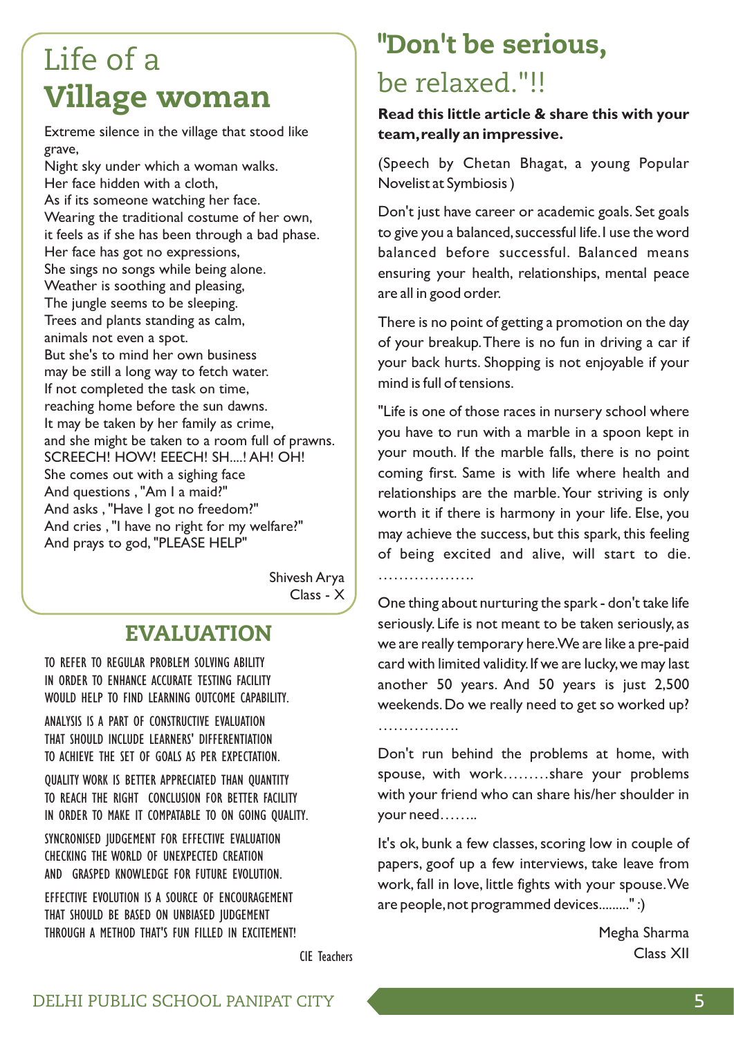# Life of a Village woman

Extreme silence in the village that stood like grave,
Night sky under which a woman walks.
Her face hidden with a cloth,
As if its someone watching her face.
Wearing the traditional costume of her own,
it feels as if she has been through a bad phase.
Her face has got no expressions,
She sings no songs while being alone.
Weather is soothing and pleasing,
The jungle seems to be sleeping.
Trees and plants standing as calm,
animals not even a spot.
But she's to mind her own business
may be still a long way to fetch water.
If not completed the task on time,
reaching home before the sun dawns.
It may be taken by her family as crime,
and she might be taken to a room full of prawns.
SCREECH! HOW! EEECH! SH....! AH! OH!
She comes out with a sighing face
And questions , "Am I a maid?"
And asks , "Have I got no freedom?"
And cries , "I have no right for my welfare?"
And prays to god, "PLEASE HELP"

Shivesh Arya
Class - X

## EVALUATION

TO REFER TO REGULAR PROBLEM SOLVING ABILITY
IN ORDER TO ENHANCE ACCURATE TESTING FACILITY
WOULD HELP TO FIND LEARNING OUTCOME CAPABILITY.

ANALYSIS IS A PART OF CONSTRUCTIVE EVALUATION
THAT SHOULD INCLUDE LEARNERS' DIFFERENTIATION
TO ACHIEVE THE SET OF GOALS AS PER EXPECTATION.

QUALITY WORK IS BETTER APPRECIATED THAN QUANTITY
TO REACH THE RIGHT CONCLUSION FOR BETTER FACILITY
IN ORDER TO MAKE IT COMPATABLE TO ON GOING QUALITY.

SYNCRONISED JUDGEMENT FOR EFFECTIVE EVALUATION
CHECKING THE WORLD OF UNEXPECTED CREATION
AND GRASPED KNOWLEDGE FOR FUTURE EVOLUTION.

EFFECTIVE EVOLUTION IS A SOURCE OF ENCOURAGEMENT
THAT SHOULD BE BASED ON UNBIASED JUDGEMENT
THROUGH A METHOD THAT'S FUN FILLED IN EXCITEMENT!

CIE Teachers

# "Don't be serious, be relaxed."!!

**Read this little article & share this with your team, really an impressive.**

(Speech by Chetan Bhagat, a young Popular Novelist at Symbiosis )

Don't just have career or academic goals. Set goals to give you a balanced, successful life. I use the word balanced before successful. Balanced means ensuring your health, relationships, mental peace are all in good order.

There is no point of getting a promotion on the day of your breakup. There is no fun in driving a car if your back hurts. Shopping is not enjoyable if your mind is full of tensions.

"Life is one of those races in nursery school where you have to run with a marble in a spoon kept in your mouth. If the marble falls, there is no point coming first. Same is with life where health and relationships are the marble. Your striving is only worth it if there is harmony in your life. Else, you may achieve the success, but this spark, this feeling of being excited and alive, will start to die. ……………….

One thing about nurturing the spark - don't take life seriously. Life is not meant to be taken seriously, as we are really temporary here. We are like a pre-paid card with limited validity. If we are lucky, we may last another 50 years. And 50 years is just 2,500 weekends. Do we really need to get so worked up? …………….

Don't run behind the problems at home, with spouse, with work………share your problems with your friend who can share his/her shoulder in your need……..

It's ok, bunk a few classes, scoring low in couple of papers, goof up a few interviews, take leave from work, fall in love, little fights with your spouse. We are people, not programmed devices........." :)

Megha Sharma
Class XII